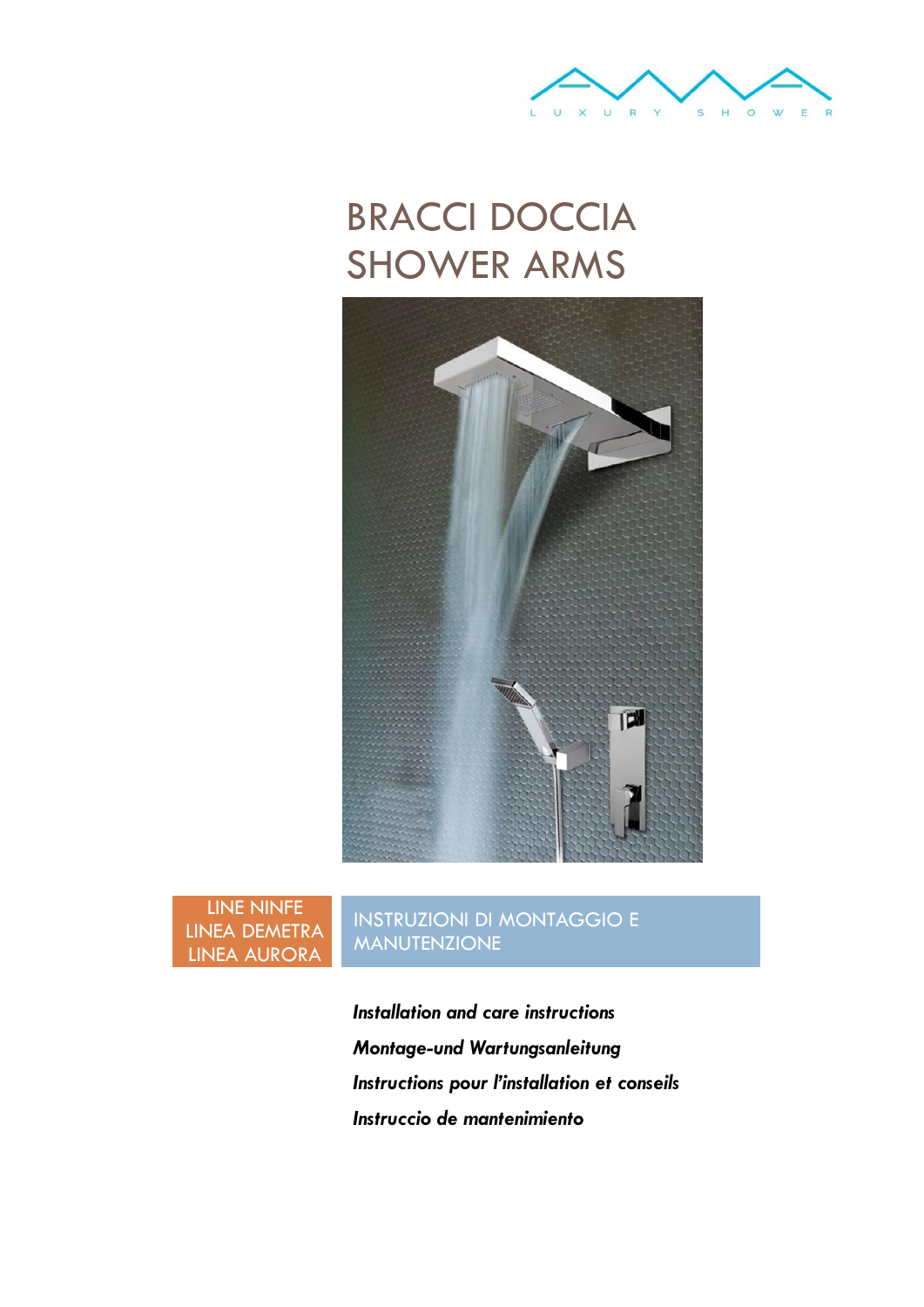LUXURY SHOWER

# BRACCI DOCCIA
# SHOWER ARMS

LINE NINFE
LINEA DEMETRA
LINEA AURORA

INSTRUZIONI DI MONTAGGIO E MANUTENZIONE

*Installation and care instructions*

*Montage-und Wartungsanleitung*

*Instructions pour l'installation et conseils*

*Instruccio de mantenimiento*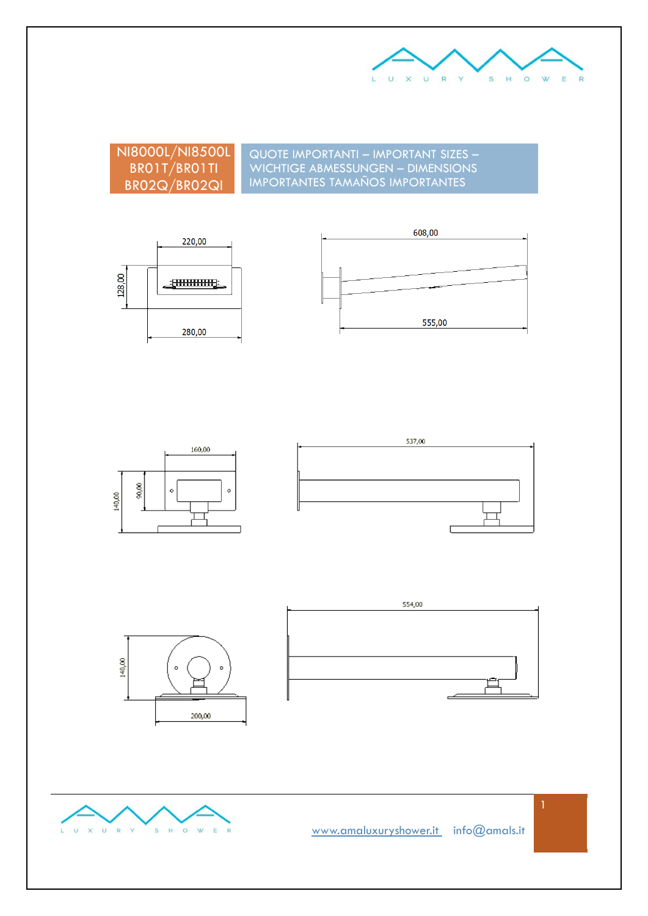NI8000L/NI8500L
BR01T/BR01TI
BR02Q/BR02QI

QUOTE IMPORTANTI – IMPORTANT SIZES – WICHTIGE ABMESSUNGEN – DIMENSIONS IMPORTANTES TAMAÑOS IMPORTANTES

220,00

128,00

280,00

608,00

555,00

160,00

140,00

90,00

537,00

554,00

140,00

200,00

www.amaluxuryshower.it info@amals.it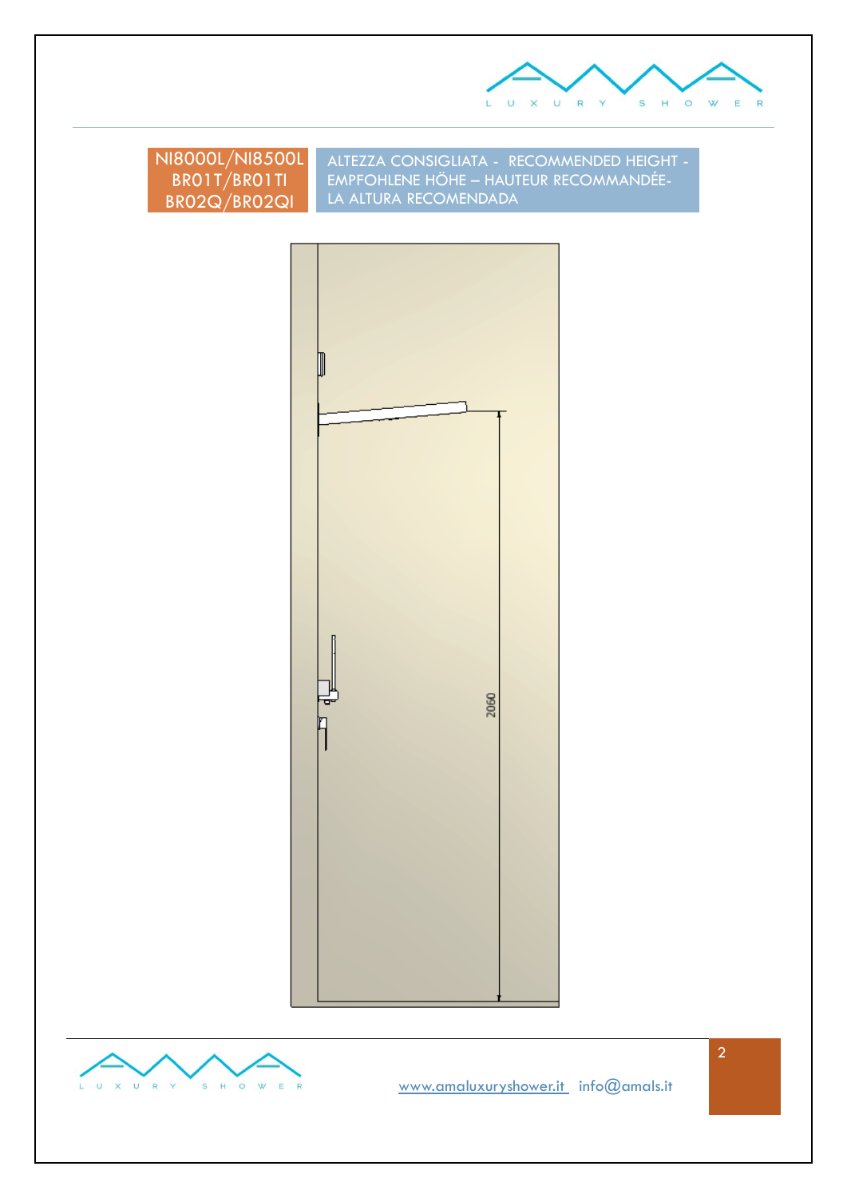NI8000L/NI8500L
BR01T/BR01TI
BR02Q/BR02QI

ALTEZZA CONSIGLIATA - RECOMMENDED HEIGHT - EMPFOHLENE HÖHE – HAUTEUR RECOMMANDÉE- LA ALTURA RECOMENDADA

2060

www.amaluxuryshower.it info@amals.it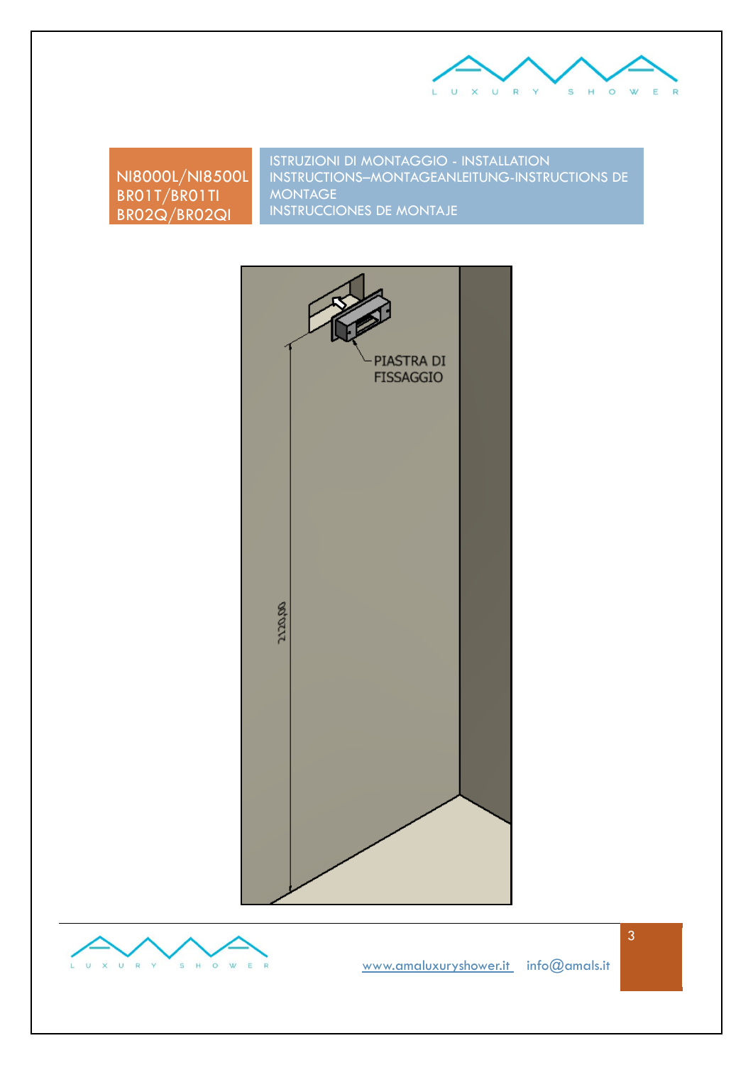NI8000L/NI8500L
BR01T/BR01TI
BR02Q/BR02QI

ISTRUZIONI DI MONTAGGIO - INSTALLATION INSTRUCTIONS–MONTAGEANLEITUNG-INSTRUCTIONS DE MONTAGE
INSTRUCCIONES DE MONTAJE

PIASTRA DI FISSAGGIO

2120,00

www.amaluxuryshower.it info@amals.it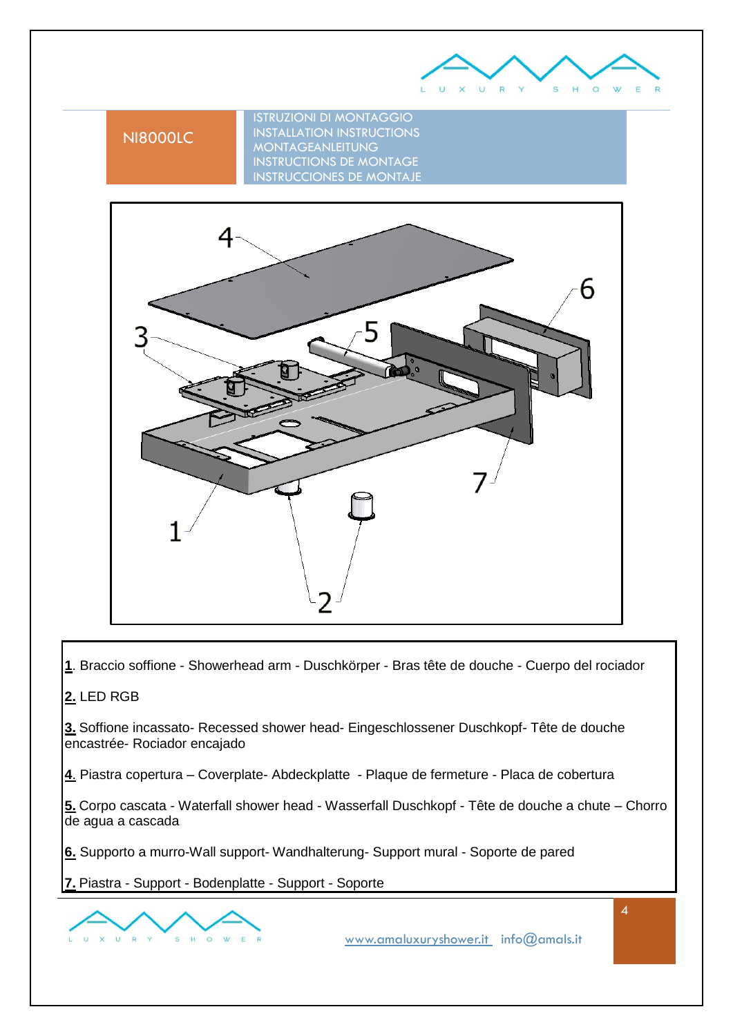NI8000LC

ISTRUZIONI DI MONTAGGIO
INSTALLATION INSTRUCTIONS
MONTAGEANLEITUNG
INSTRUCTIONS DE MONTAGE
INSTRUCCIONES DE MONTAJE

**1**. Braccio soffione - Showerhead arm - Duschkörper - Bras tête de douche - Cuerpo del rociador

**2.** LED RGB

**3.** Soffione incassato- Recessed shower head- Eingeschlossener Duschkopf- Tête de douche encastrée- Rociador encajado

**4**. Piastra copertura – Coverplate- Abdeckplatte - Plaque de fermeture - Placa de cobertura

**5.** Corpo cascata - Waterfall shower head - Wasserfall Duschkopf - Tête de douche a chute – Chorro de agua a cascada

**6.** Supporto a murro-Wall support- Wandhalterung- Support mural - Soporte de pared

**7.** Piastra - Support - Bodenplatte - Support - Soporte

www.amaluxuryshower.it info@amals.it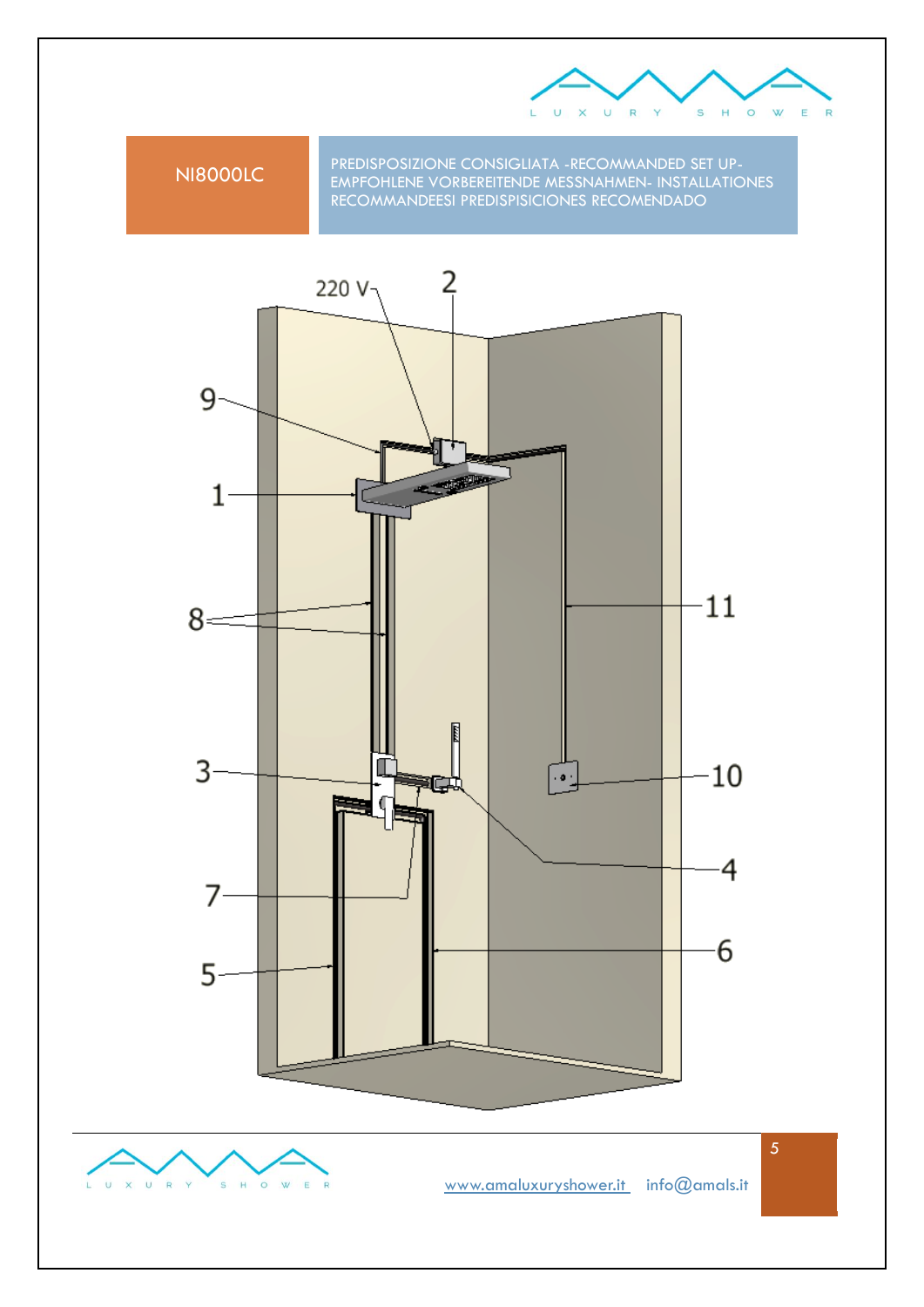NI8000LC

PREDISPOSIZIONE CONSIGLIATA -RECOMMANDED SET UP- EMPFOHLENE VORBEREITENDE MESSNAHMEN- INSTALLATIONES RECOMMANDEESI PREDISPISICIONES RECOMENDADO

220 V

2

9

1

8

11

3

10

4

7

5

6

www.amaluxuryshower.it info@amals.it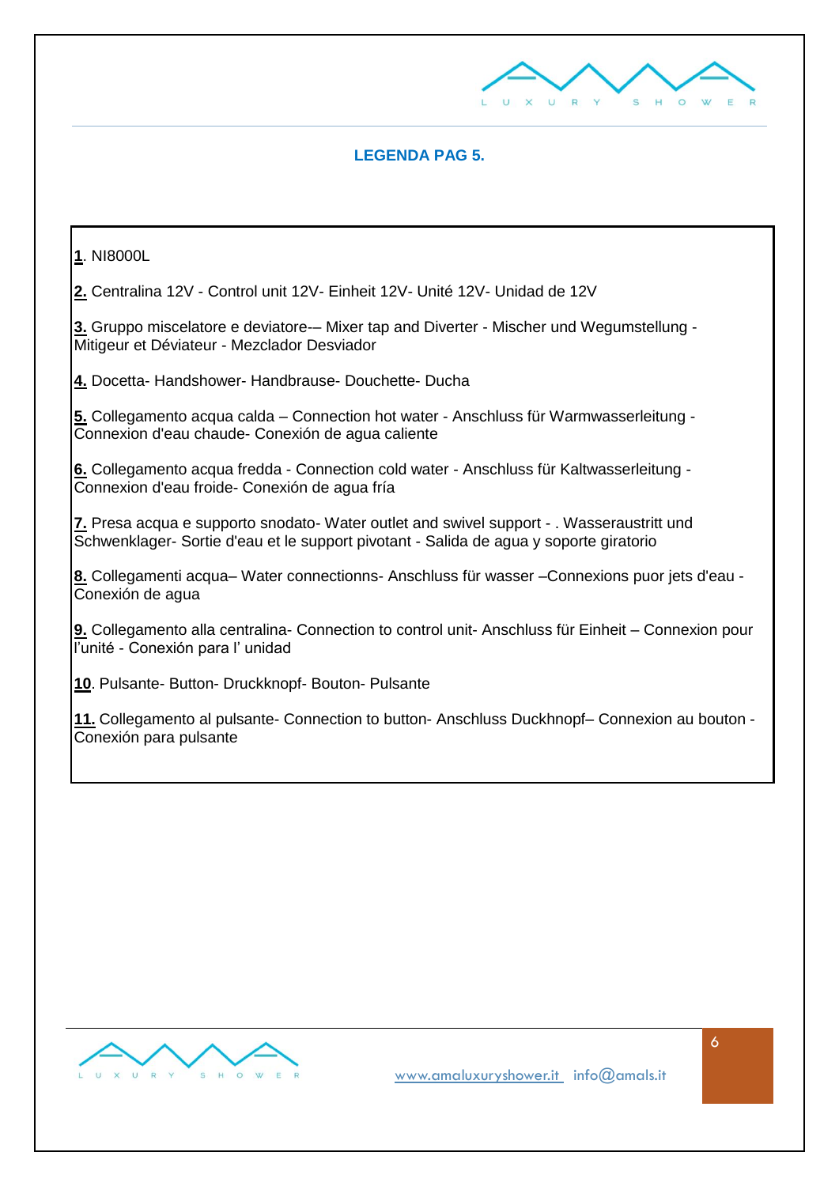## LEGENDA PAG 5.

**1**. NI8000L

**2.** Centralina 12V - Control unit 12V- Einheit 12V- Unité 12V- Unidad de 12V

**3.** Gruppo miscelatore e deviatore-– Mixer tap and Diverter - Mischer und Wegumstellung - Mitigeur et Déviateur - Mezclador Desviador

**4.** Docetta- Handshower- Handbrause- Douchette- Ducha

**5.** Collegamento acqua calda – Connection hot water - Anschluss für Warmwasserleitung - Connexion d'eau chaude- Conexión de agua caliente

**6.** Collegamento acqua fredda - Connection cold water - Anschluss für Kaltwasserleitung - Connexion d'eau froide- Conexión de agua fría

**7.** Presa acqua e supporto snodato- Water outlet and swivel support - . Wasseraustritt und Schwenklager- Sortie d'eau et le support pivotant - Salida de agua y soporte giratorio

**8.** Collegamenti acqua– Water connectionns- Anschluss für wasser –Connexions puor jets d'eau - Conexión de agua

**9.** Collegamento alla centralina- Connection to control unit- Anschluss für Einheit – Connexion pour l'unité - Conexión para l' unidad

**10**. Pulsante- Button- Druckknopf- Bouton- Pulsante

**11.** Collegamento al pulsante- Connection to button- Anschluss Duckhnopf– Connexion au bouton - Conexión para pulsante

www.amaluxuryshower.it info@amals.it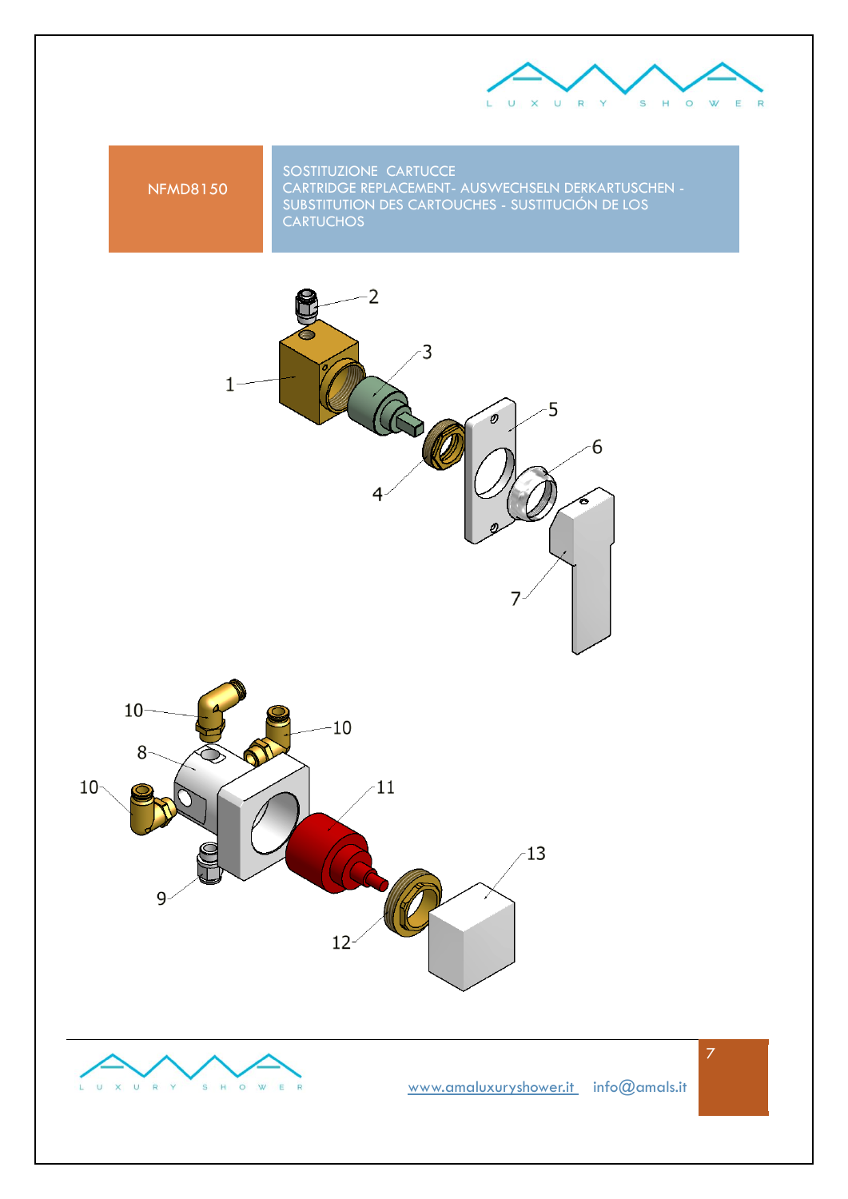NFMD8150

SOSTITUZIONE  CARTUCCE
CARTRIDGE REPLACEMENT- AUSWECHSELN DERKARTUSCHEN - SUBSTITUTION DES CARTOUCHES - SUSTITUCIÓN DE LOS CARTUCHOS

www.amaluxuryshower.it    info@amals.it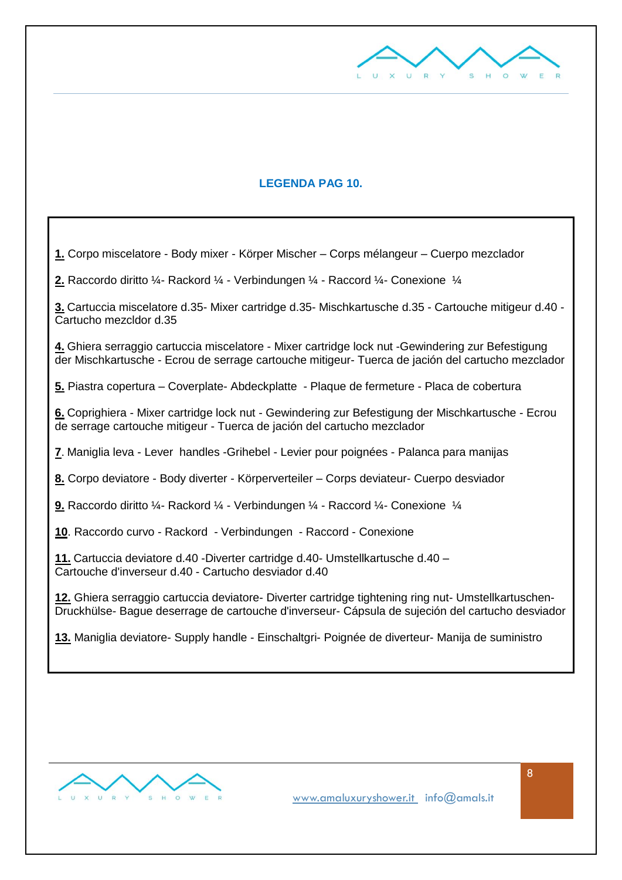## LEGENDA PAG 10.

**1.** Corpo miscelatore - Body mixer - Körper Mischer – Corps mélangeur – Cuerpo mezclador

**2.** Raccordo diritto ¼- Rackord ¼ - Verbindungen ¼ - Raccord ¼- Conexione ¼

**3.** Cartuccia miscelatore d.35- Mixer cartridge d.35- Mischkartusche d.35 - Cartouche mitigeur d.40 - Cartucho mezcldor d.35

**4.** Ghiera serraggio cartuccia miscelatore - Mixer cartridge lock nut -Gewindering zur Befestigung der Mischkartusche - Ecrou de serrage cartouche mitigeur- Tuerca de jación del cartucho mezclador

**5.** Piastra copertura – Coverplate- Abdeckplatte - Plaque de fermeture - Placa de cobertura

**6.** Coprighiera - Mixer cartridge lock nut - Gewindering zur Befestigung der Mischkartusche - Ecrou de serrage cartouche mitigeur - Tuerca de jación del cartucho mezclador

**7**. Maniglia leva - Lever handles -Grihebel - Levier pour poignées - Palanca para manijas

**8.** Corpo deviatore - Body diverter - Körperverteiler – Corps deviateur- Cuerpo desviador

**9.** Raccordo diritto ¼- Rackord ¼ - Verbindungen ¼ - Raccord ¼- Conexione ¼

**10**. Raccordo curvo - Rackord - Verbindungen - Raccord - Conexione

**11.** Cartuccia deviatore d.40 -Diverter cartridge d.40- Umstellkartusche d.40 – Cartouche d'inverseur d.40 - Cartucho desviador d.40

**12.** Ghiera serraggio cartuccia deviatore- Diverter cartridge tightening ring nut- Umstellkartuschen-Druckhülse- Bague deserrage de cartouche d'inverseur- Cápsula de sujeción del cartucho desviador

**13.** Maniglia deviatore- Supply handle - Einschaltgri- Poignée de diverteur- Manija de suministro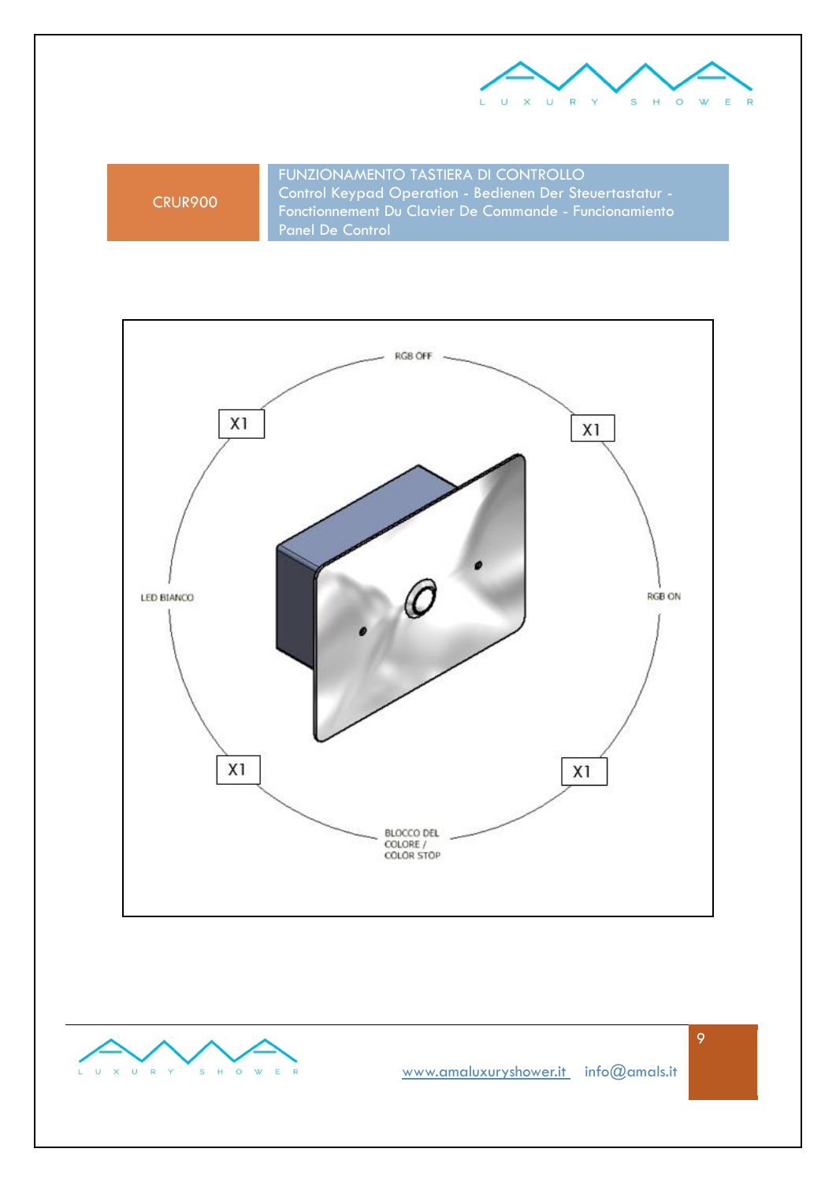CRUR900

**FUNZIONAMENTO TASTIERA DI CONTROLLO**
Control Keypad Operation - Bedienen Der Steuertastatur - Fonctionnement Du Clavier De Commande - Funcionamiento Panel De Control

RGB OFF

X1

X1

LED BIANCO

RGB ON

X1

X1

BLOCCO DEL COLORE / COLOR STOP

www.amaluxuryshower.it info@amals.it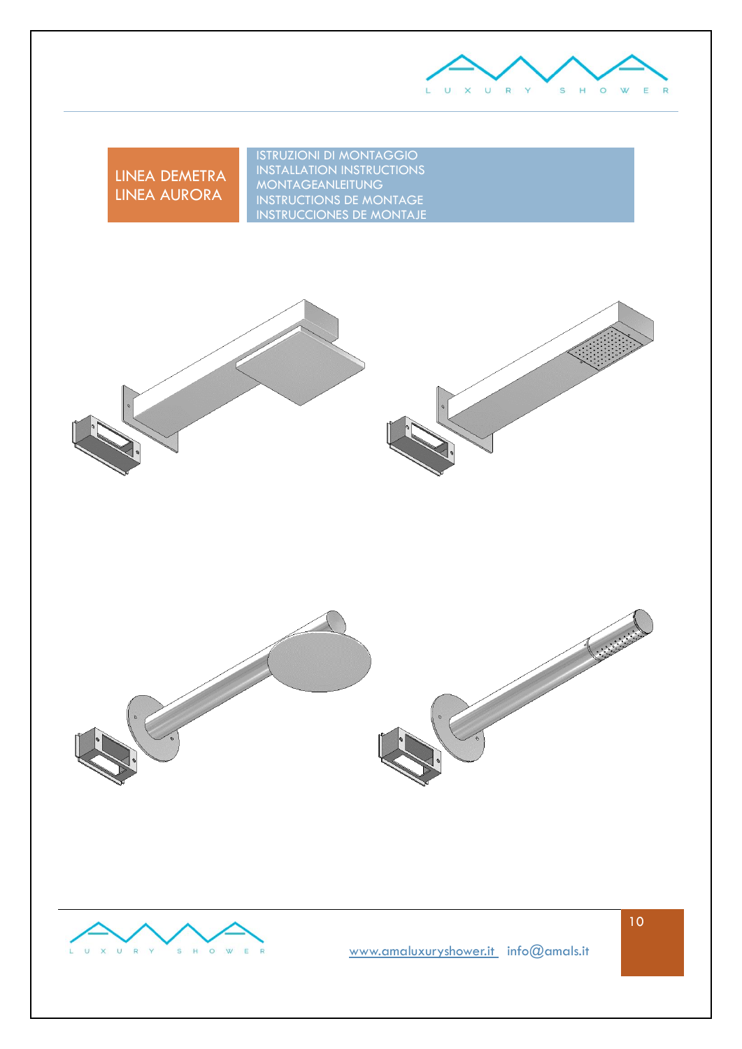LINEA DEMETRA
LINEA AURORA

ISTRUZIONI DI MONTAGGIO
INSTALLATION INSTRUCTIONS
MONTAGEANLEITUNG
INSTRUCTIONS DE MONTAGE
INSTRUCCIONES DE MONTAJE

www.amaluxuryshower.it info@amals.it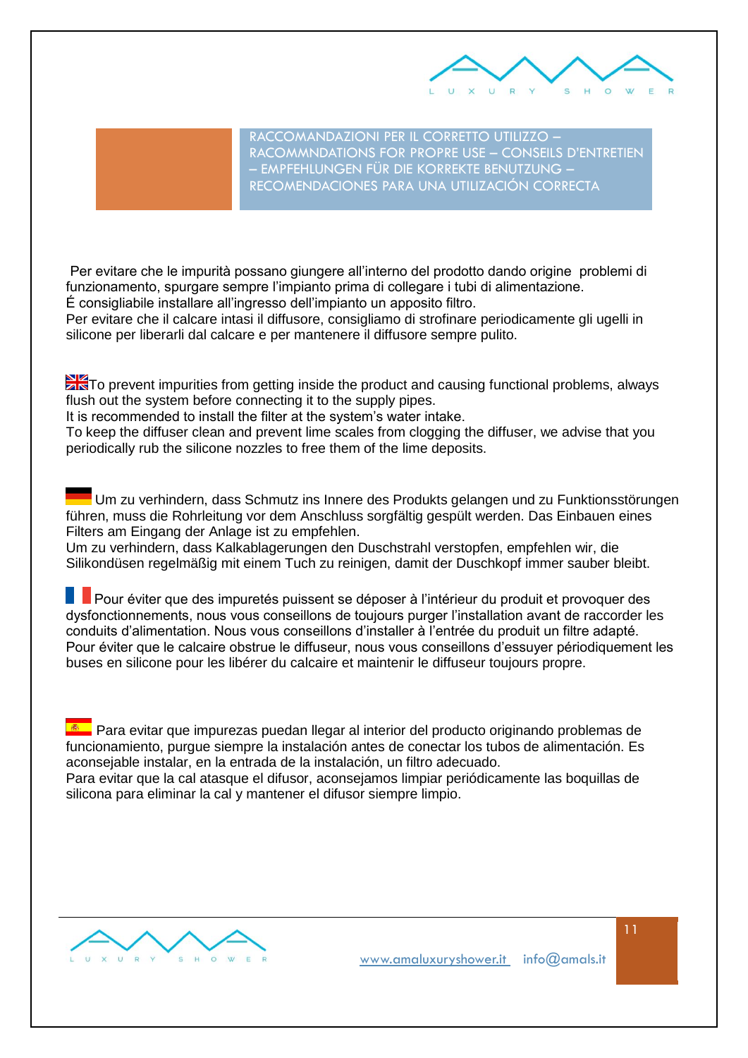## RACCOMANDAZIONI PER IL CORRETTO UTILIZZO – RACOMMNDATIONS FOR PROPRE USE – CONSEILS D'ENTRETIEN – EMPFEHLUNGEN FÜR DIE KORREKTE BENUTZUNG – RECOMENDACIONES PARA UNA UTILIZACIÓN CORRECTA

Per evitare che le impurità possano giungere all'interno del prodotto dando origine problemi di funzionamento, spurgare sempre l'impianto prima di collegare i tubi di alimentazione.
É consigliabile installare all'ingresso dell'impianto un apposito filtro.
Per evitare che il calcare intasi il diffusore, consigliamo di strofinare periodicamente gli ugelli in silicone per liberarli dal calcare e per mantenere il diffusore sempre pulito.

To prevent impurities from getting inside the product and causing functional problems, always flush out the system before connecting it to the supply pipes.
It is recommended to install the filter at the system's water intake.
To keep the diffuser clean and prevent lime scales from clogging the diffuser, we advise that you periodically rub the silicone nozzles to free them of the lime deposits.

Um zu verhindern, dass Schmutz ins Innere des Produkts gelangen und zu Funktionsstörungen führen, muss die Rohrleitung vor dem Anschluss sorgfältig gespült werden. Das Einbauen eines Filters am Eingang der Anlage ist zu empfehlen.
Um zu verhindern, dass Kalkablagerungen den Duschstrahl verstopfen, empfehlen wir, die Silikondüsen regelmäßig mit einem Tuch zu reinigen, damit der Duschkopf immer sauber bleibt.

Pour éviter que des impuretés puissent se déposer à l'intérieur du produit et provoquer des dysfonctionnements, nous vous conseillons de toujours purger l'installation avant de raccorder les conduits d'alimentation. Nous vous conseillons d'installer à l'entrée du produit un filtre adapté.
Pour éviter que le calcaire obstrue le diffuseur, nous vous conseillons d'essuyer périodiquement les buses en silicone pour les libérer du calcaire et maintenir le diffuseur toujours propre.

Para evitar que impurezas puedan llegar al interior del producto originando problemas de funcionamiento, purgue siempre la instalación antes de conectar los tubos de alimentación. Es aconsejable instalar, en la entrada de la instalación, un filtro adecuado.
Para evitar que la cal atasque el difusor, aconsejamos limpiar periódicamente las boquillas de silicona para eliminar la cal y mantener el difusor siempre limpio.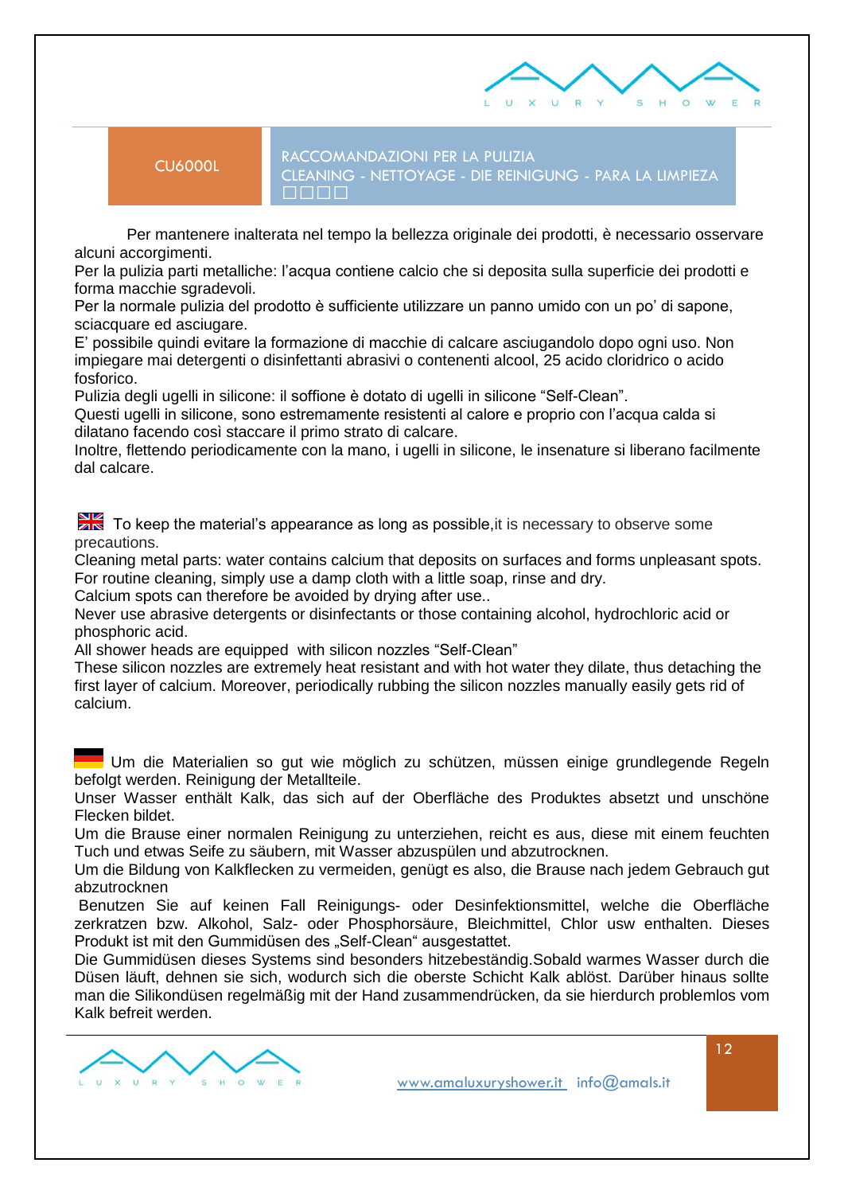CU6000L

## RACCOMANDAZIONI PER LA PULIZIA
## CLEANING - NETTOYAGE - DIE REINIGUNG - PARA LA LIMPIEZA
□□□□

Per mantenere inalterata nel tempo la bellezza originale dei prodotti, è necessario osservare alcuni accorgimenti.
Per la pulizia parti metalliche: l'acqua contiene calcio che si deposita sulla superficie dei prodotti e forma macchie sgradevoli.
Per la normale pulizia del prodotto è sufficiente utilizzare un panno umido con un po' di sapone, sciacquare ed asciugare.
E' possibile quindi evitare la formazione di macchie di calcare asciugandolo dopo ogni uso. Non impiegare mai detergenti o disinfettanti abrasivi o contenenti alcool, 25 acido cloridrico o acido fosforico.
Pulizia degli ugelli in silicone: il soffione è dotato di ugelli in silicone "Self-Clean".
Questi ugelli in silicone, sono estremamente resistenti al calore e proprio con l'acqua calda si dilatano facendo così staccare il primo strato di calcare.
Inoltre, flettendo periodicamente con la mano, i ugelli in silicone, le insenature si liberano facilmente dal calcare.

To keep the material's appearance as long as possible,it is necessary to observe some precautions.
Cleaning metal parts: water contains calcium that deposits on surfaces and forms unpleasant spots.
For routine cleaning, simply use a damp cloth with a little soap, rinse and dry.
Calcium spots can therefore be avoided by drying after use..
Never use abrasive detergents or disinfectants or those containing alcohol, hydrochloric acid or phosphoric acid.
All shower heads are equipped with silicon nozzles "Self-Clean"
These silicon nozzles are extremely heat resistant and with hot water they dilate, thus detaching the first layer of calcium. Moreover, periodically rubbing the silicon nozzles manually easily gets rid of calcium.

Um die Materialien so gut wie möglich zu schützen, müssen einige grundlegende Regeln befolgt werden. Reinigung der Metallteile.
Unser Wasser enthält Kalk, das sich auf der Oberfläche des Produktes absetzt und unschöne Flecken bildet.
Um die Brause einer normalen Reinigung zu unterziehen, reicht es aus, diese mit einem feuchten Tuch und etwas Seife zu säubern, mit Wasser abzuspülen und abzutrocknen.
Um die Bildung von Kalkflecken zu vermeiden, genügt es also, die Brause nach jedem Gebrauch gut abzutrocknen
Benutzen Sie auf keinen Fall Reinigungs- oder Desinfektionsmittel, welche die Oberfläche zerkratzen bzw. Alkohol, Salz- oder Phosphorsäure, Bleichmittel, Chlor usw enthalten. Dieses Produkt ist mit den Gummidüsen des „Self-Clean" ausgestattet.
Die Gummidüsen dieses Systems sind besonders hitzebeständig.Sobald warmes Wasser durch die Düsen läuft, dehnen sie sich, wodurch sich die oberste Schicht Kalk ablöst. Darüber hinaus sollte man die Silikondüsen regelmäßig mit der Hand zusammendrücken, da sie hierdurch problemlos vom Kalk befreit werden.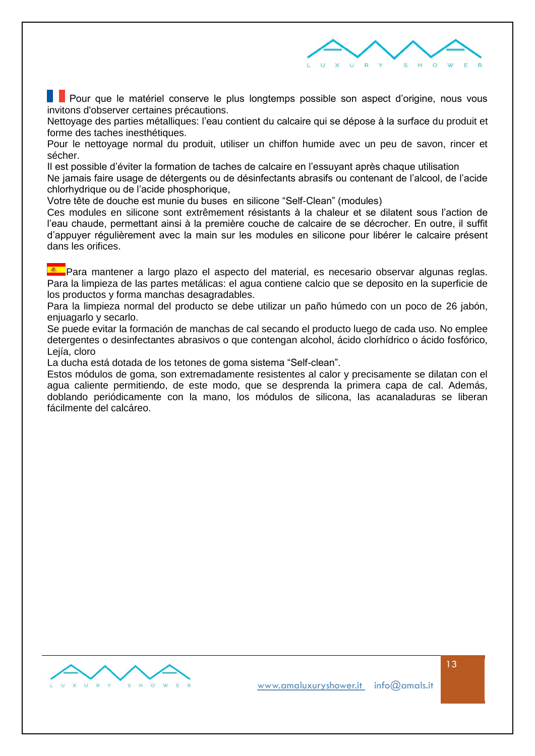Pour que le matériel conserve le plus longtemps possible son aspect d'origine, nous vous invitons d'observer certaines précautions.
Nettoyage des parties métalliques: l'eau contient du calcaire qui se dépose à la surface du produit et forme des taches inesthétiques.
Pour le nettoyage normal du produit, utiliser un chiffon humide avec un peu de savon, rincer et sécher.
Il est possible d'éviter la formation de taches de calcaire en l'essuyant après chaque utilisation
Ne jamais faire usage de détergents ou de désinfectants abrasifs ou contenant de l'alcool, de l'acide chlorhydrique ou de l'acide phosphorique,
Votre tête de douche est munie du buses en silicone "Self-Clean" (modules)
Ces modules en silicone sont extrêmement résistants à la chaleur et se dilatent sous l'action de l'eau chaude, permettant ainsi à la première couche de calcaire de se décrocher. En outre, il suffit d'appuyer régulièrement avec la main sur les modules en silicone pour libérer le calcaire présent dans les orifices.

Para mantener a largo plazo el aspecto del material, es necesario observar algunas reglas.
Para la limpieza de las partes metálicas: el agua contiene calcio que se deposito en la superficie de los productos y forma manchas desagradables.
Para la limpieza normal del producto se debe utilizar un paño húmedo con un poco de 26 jabón, enjuagarlo y secarlo.
Se puede evitar la formación de manchas de cal secando el producto luego de cada uso. No emplee detergentes o desinfectantes abrasivos o que contengan alcohol, ácido clorhídrico o ácido fosfórico, Lejía, cloro
La ducha está dotada de los tetones de goma sistema "Self-clean".
Estos módulos de goma, son extremadamente resistentes al calor y precisamente se dilatan con el agua caliente permitiendo, de este modo, que se desprenda la primera capa de cal. Además, doblando periódicamente con la mano, los módulos de silicona, las acanaladuras se liberan fácilmente del calcáreo.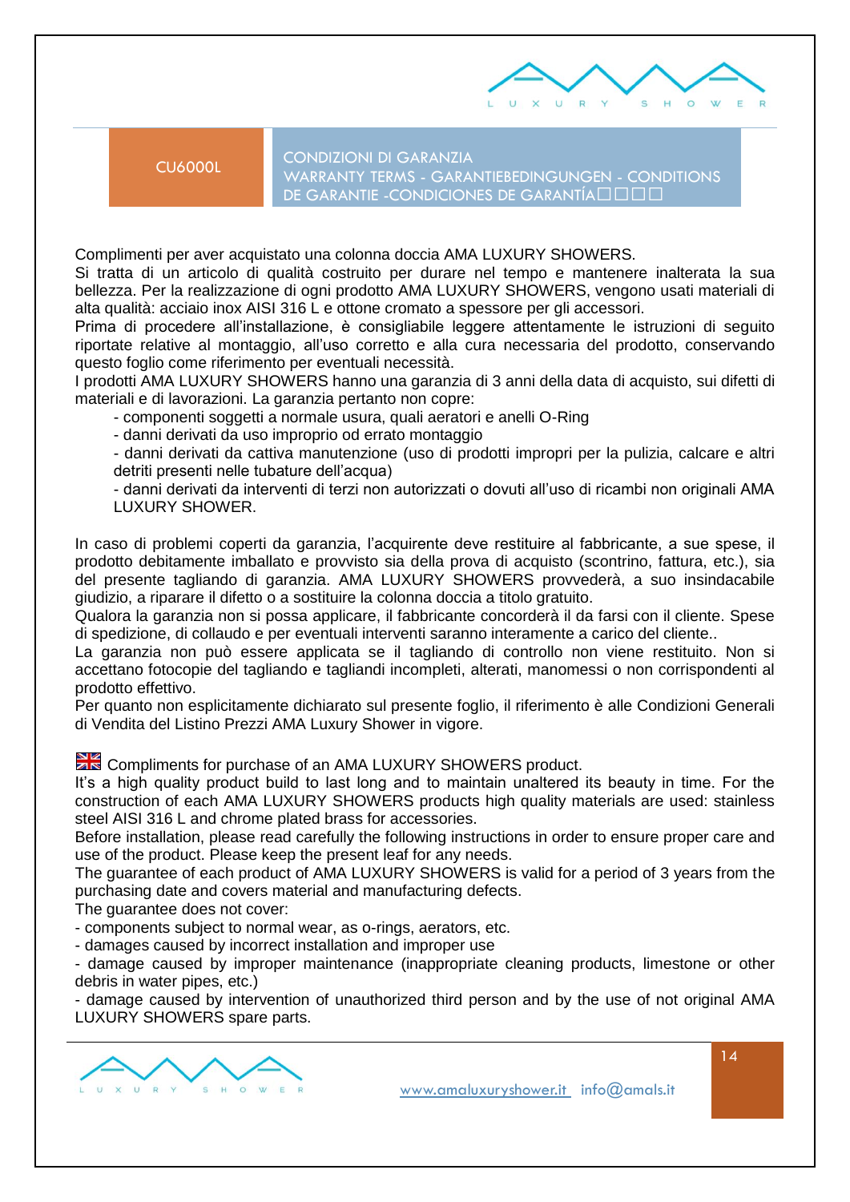CU6000L

## CONDIZIONI DI GARANZIA
## WARRANTY TERMS - GARANTIEBEDINGUNGEN - CONDITIONS DE GARANTIE -CONDICIONES DE GARANTÍA□□□□

Complimenti per aver acquistato una colonna doccia AMA LUXURY SHOWERS.
Si tratta di un articolo di qualità costruito per durare nel tempo e mantenere inalterata la sua bellezza. Per la realizzazione di ogni prodotto AMA LUXURY SHOWERS, vengono usati materiali di alta qualità: acciaio inox AISI 316 L e ottone cromato a spessore per gli accessori.
Prima di procedere all'installazione, è consigliabile leggere attentamente le istruzioni di seguito riportate relative al montaggio, all'uso corretto e alla cura necessaria del prodotto, conservando questo foglio come riferimento per eventuali necessità.
I prodotti AMA LUXURY SHOWERS hanno una garanzia di 3 anni della data di acquisto, sui difetti di materiali e di lavorazioni. La garanzia pertanto non copre:

- componenti soggetti a normale usura, quali aeratori e anelli O-Ring
- danni derivati da uso improprio od errato montaggio
- danni derivati da cattiva manutenzione (uso di prodotti impropri per la pulizia, calcare e altri detriti presenti nelle tubature dell'acqua)
- danni derivati da interventi di terzi non autorizzati o dovuti all'uso di ricambi non originali AMA LUXURY SHOWER.

In caso di problemi coperti da garanzia, l'acquirente deve restituire al fabbricante, a sue spese, il prodotto debitamente imballato e provvisto sia della prova di acquisto (scontrino, fattura, etc.), sia del presente tagliando di garanzia. AMA LUXURY SHOWERS provvederà, a suo insindacabile giudizio, a riparare il difetto o a sostituire la colonna doccia a titolo gratuito.
Qualora la garanzia non si possa applicare, il fabbricante concorderà il da farsi con il cliente. Spese di spedizione, di collaudo e per eventuali interventi saranno interamente a carico del cliente..
La garanzia non può essere applicata se il tagliando di controllo non viene restituito. Non si accettano fotocopie del tagliando e tagliandi incompleti, alterati, manomessi o non corrispondenti al prodotto effettivo.
Per quanto non esplicitamente dichiarato sul presente foglio, il riferimento è alle Condizioni Generali di Vendita del Listino Prezzi AMA Luxury Shower in vigore.

Compliments for purchase of an AMA LUXURY SHOWERS product.
It's a high quality product build to last long and to maintain unaltered its beauty in time. For the construction of each AMA LUXURY SHOWERS products high quality materials are used: stainless steel AISI 316 L and chrome plated brass for accessories.
Before installation, please read carefully the following instructions in order to ensure proper care and use of the product. Please keep the present leaf for any needs.
The guarantee of each product of AMA LUXURY SHOWERS is valid for a period of 3 years from the purchasing date and covers material and manufacturing defects.
The guarantee does not cover:
- components subject to normal wear, as o-rings, aerators, etc.
- damages caused by incorrect installation and improper use
- damage caused by improper maintenance (inappropriate cleaning products, limestone or other debris in water pipes, etc.)
- damage caused by intervention of unauthorized third person and by the use of not original AMA LUXURY SHOWERS spare parts.

www.amaluxuryshower.it info@amals.it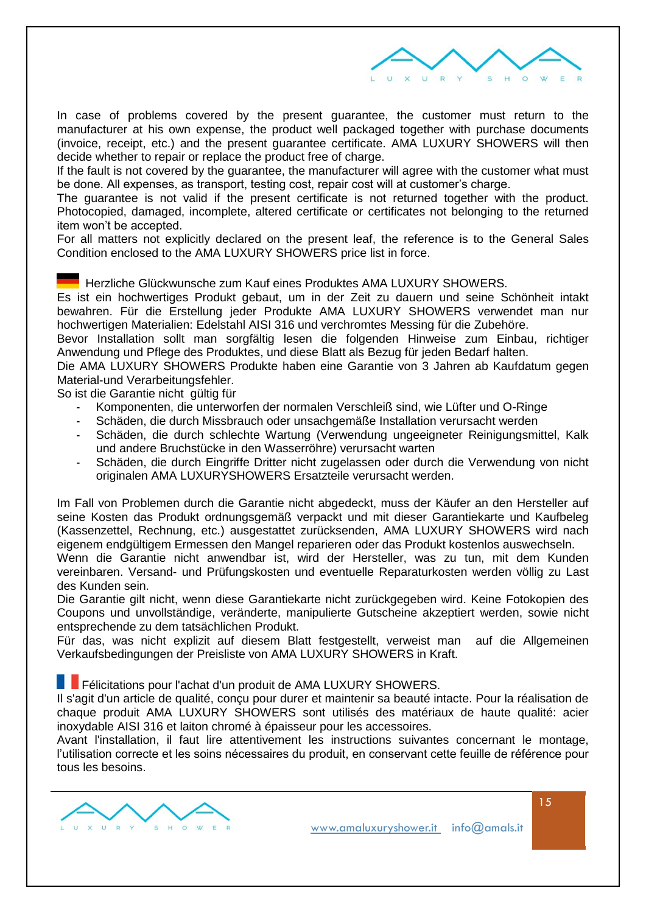In case of problems covered by the present guarantee, the customer must return to the manufacturer at his own expense, the product well packaged together with purchase documents (invoice, receipt, etc.) and the present guarantee certificate. AMA LUXURY SHOWERS will then decide whether to repair or replace the product free of charge.
If the fault is not covered by the guarantee, the manufacturer will agree with the customer what must be done. All expenses, as transport, testing cost, repair cost will at customer's charge.
The guarantee is not valid if the present certificate is not returned together with the product. Photocopied, damaged, incomplete, altered certificate or certificates not belonging to the returned item won't be accepted.
For all matters not explicitly declared on the present leaf, the reference is to the General Sales Condition enclosed to the AMA LUXURY SHOWERS price list in force.

Herzliche Glückwunsche zum Kauf eines Produktes AMA LUXURY SHOWERS.
Es ist ein hochwertiges Produkt gebaut, um in der Zeit zu dauern und seine Schönheit intakt bewahren. Für die Erstellung jeder Produkte AMA LUXURY SHOWERS verwendet man nur hochwertigen Materialien: Edelstahl AISI 316 und verchromtes Messing für die Zubehöre.
Bevor Installation sollt man sorgfältig lesen die folgenden Hinweise zum Einbau, richtiger Anwendung und Pflege des Produktes, und diese Blatt als Bezug für jeden Bedarf halten.
Die AMA LUXURY SHOWERS Produkte haben eine Garantie von 3 Jahren ab Kaufdatum gegen Material-und Verarbeitungsfehler.
So ist die Garantie nicht gültig für

- Komponenten, die unterworfen der normalen Verschleiß sind, wie Lüfter und O-Ringe
- Schäden, die durch Missbrauch oder unsachgemäße Installation verursacht werden
- Schäden, die durch schlechte Wartung (Verwendung ungeeigneter Reinigungsmittel, Kalk und andere Bruchstücke in den Wasserröhre) verursacht warten
- Schäden, die durch Eingriffe Dritter nicht zugelassen oder durch die Verwendung von nicht originalen AMA LUXURYSHOWERS Ersatzteile verursacht werden.

Im Fall von Problemen durch die Garantie nicht abgedeckt, muss der Käufer an den Hersteller auf seine Kosten das Produkt ordnungsgemäß verpackt und mit dieser Garantiekarte und Kaufbeleg (Kassenzettel, Rechnung, etc.) ausgestattet zurücksenden, AMA LUXURY SHOWERS wird nach eigenem endgültigem Ermessen den Mangel reparieren oder das Produkt kostenlos auswechseln.
Wenn die Garantie nicht anwendbar ist, wird der Hersteller, was zu tun, mit dem Kunden vereinbaren. Versand- und Prüfungskosten und eventuelle Reparaturkosten werden völlig zu Last des Kunden sein.
Die Garantie gilt nicht, wenn diese Garantiekarte nicht zurückgegeben wird. Keine Fotokopien des Coupons und unvollständige, veränderte, manipulierte Gutscheine akzeptiert werden, sowie nicht entsprechende zu dem tatsächlichen Produkt.
Für das, was nicht explizit auf diesem Blatt festgestellt, verweist man auf die Allgemeinen Verkaufsbedingungen der Preisliste von AMA LUXURY SHOWERS in Kraft.

Félicitations pour l'achat d'un produit de AMA LUXURY SHOWERS.
Il s'agit d'un article de qualité, conçu pour durer et maintenir sa beauté intacte. Pour la réalisation de chaque produit AMA LUXURY SHOWERS sont utilisés des matériaux de haute qualité: acier inoxydable AISI 316 et laiton chromé à épaisseur pour les accessoires.
Avant l'installation, il faut lire attentivement les instructions suivantes concernant le montage, l'utilisation correcte et les soins nécessaires du produit, en conservant cette feuille de référence pour tous les besoins.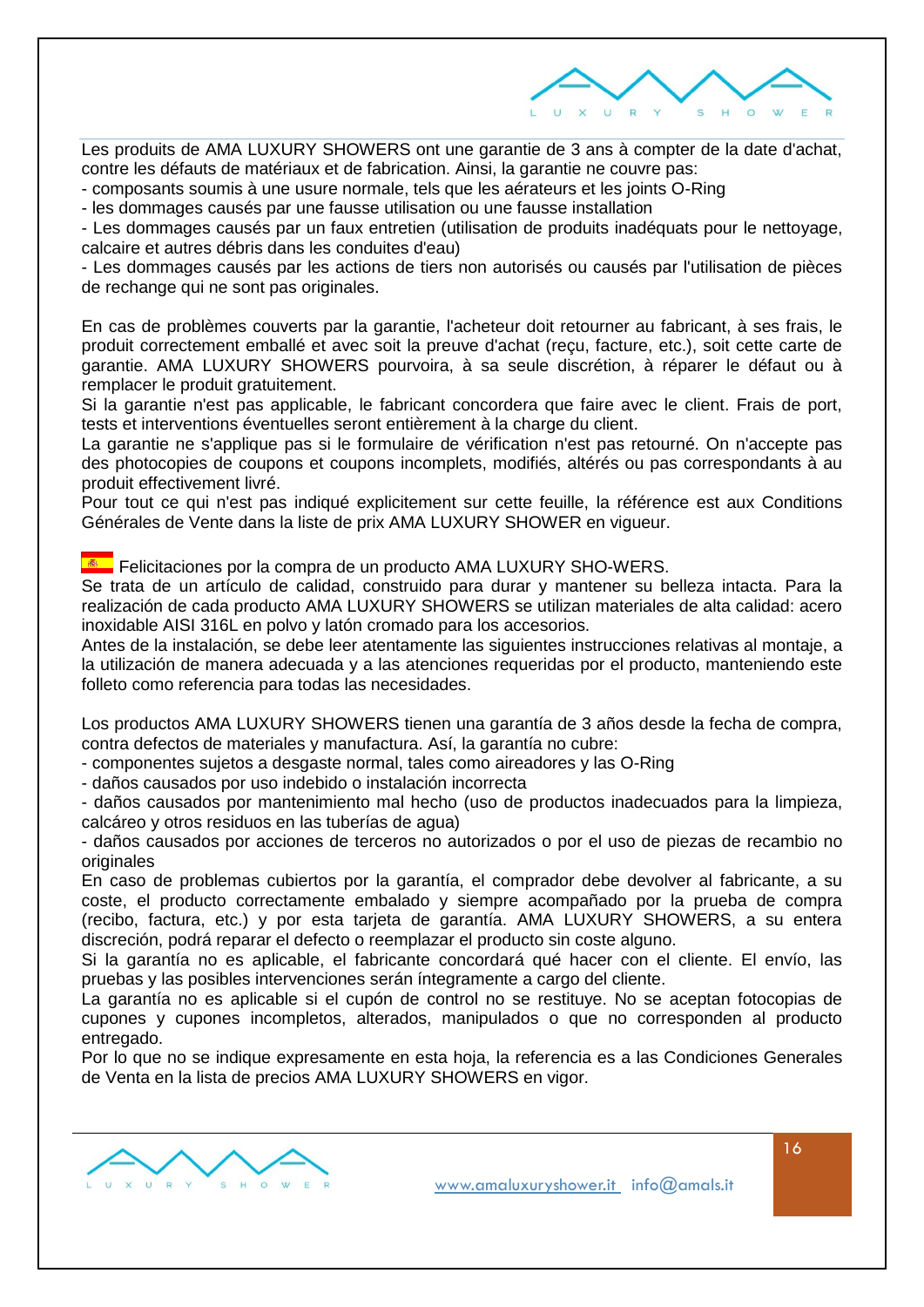Les produits de AMA LUXURY SHOWERS ont une garantie de 3 ans à compter de la date d'achat, contre les défauts de matériaux et de fabrication. Ainsi, la garantie ne couvre pas:

- composants soumis à une usure normale, tels que les aérateurs et les joints O-Ring
- les dommages causés par une fausse utilisation ou une fausse installation
- Les dommages causés par un faux entretien (utilisation de produits inadéquats pour le nettoyage, calcaire et autres débris dans les conduites d'eau)
- Les dommages causés par les actions de tiers non autorisés ou causés par l'utilisation de pièces de rechange qui ne sont pas originales.

En cas de problèmes couverts par la garantie, l'acheteur doit retourner au fabricant, à ses frais, le produit correctement emballé et avec soit la preuve d'achat (reçu, facture, etc.), soit cette carte de garantie. AMA LUXURY SHOWERS pourvoira, à sa seule discrétion, à réparer le défaut ou à remplacer le produit gratuitement.
Si la garantie n'est pas applicable, le fabricant concordera que faire avec le client. Frais de port, tests et interventions éventuelles seront entièrement à la charge du client.
La garantie ne s'applique pas si le formulaire de vérification n'est pas retourné. On n'accepte pas des photocopies de coupons et coupons incomplets, modifiés, altérés ou pas correspondants à au produit effectivement livré.
Pour tout ce qui n'est pas indiqué explicitement sur cette feuille, la référence est aux Conditions Générales de Vente dans la liste de prix AMA LUXURY SHOWER en vigueur.

Felicitaciones por la compra de un producto AMA LUXURY SHO-WERS.
Se trata de un artículo de calidad, construido para durar y mantener su belleza intacta. Para la realización de cada producto AMA LUXURY SHOWERS se utilizan materiales de alta calidad: acero inoxidable AISI 316L en polvo y latón cromado para los accesorios.
Antes de la instalación, se debe leer atentamente las siguientes instrucciones relativas al montaje, a la utilización de manera adecuada y a las atenciones requeridas por el producto, manteniendo este folleto como referencia para todas las necesidades.

Los productos AMA LUXURY SHOWERS tienen una garantía de 3 años desde la fecha de compra, contra defectos de materiales y manufactura. Así, la garantía no cubre:

- componentes sujetos a desgaste normal, tales como aireadores y las O-Ring
- daños causados por uso indebido o instalación incorrecta
- daños causados por mantenimiento mal hecho (uso de productos inadecuados para la limpieza, calcáreo y otros residuos en las tuberías de agua)
- daños causados por acciones de terceros no autorizados o por el uso de piezas de recambio no originales

En caso de problemas cubiertos por la garantía, el comprador debe devolver al fabricante, a su coste, el producto correctamente embalado y siempre acompañado por la prueba de compra (recibo, factura, etc.) y por esta tarjeta de garantía. AMA LUXURY SHOWERS, a su entera discreción, podrá reparar el defecto o reemplazar el producto sin coste alguno.
Si la garantía no es aplicable, el fabricante concordará qué hacer con el cliente. El envío, las pruebas y las posibles intervenciones serán íntegramente a cargo del cliente.
La garantía no es aplicable si el cupón de control no se restituye. No se aceptan fotocopias de cupones y cupones incompletos, alterados, manipulados o que no corresponden al producto entregado.
Por lo que no se indique expresamente en esta hoja, la referencia es a las Condiciones Generales de Venta en la lista de precios AMA LUXURY SHOWERS en vigor.

www.amaluxuryshower.it info@amals.it